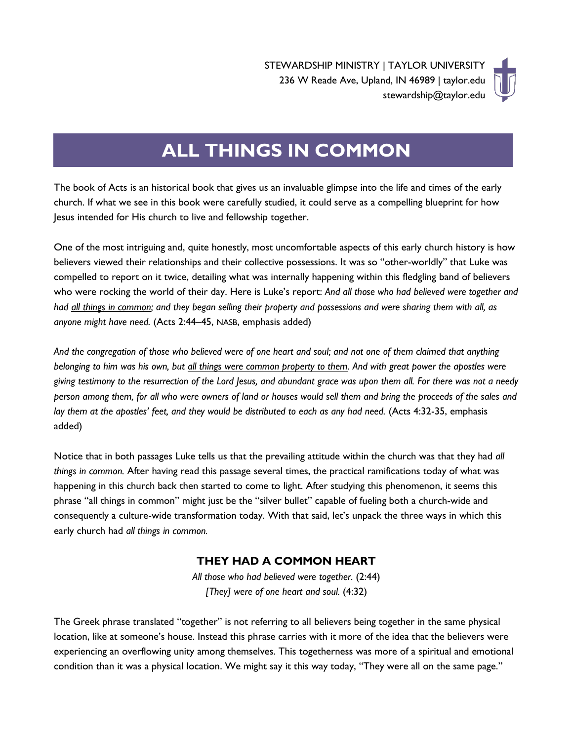STEWARDSHIP MINISTRY | TAYLOR UNIVERSITY
236 W Reade Ave, Upland, IN 46989 | taylor.edu
stewardship@taylor.edu

# ALL THINGS IN COMMON

The book of Acts is an historical book that gives us an invaluable glimpse into the life and times of the early church. If what we see in this book were carefully studied, it could serve as a compelling blueprint for how Jesus intended for His church to live and fellowship together.

One of the most intriguing and, quite honestly, most uncomfortable aspects of this early church history is how believers viewed their relationships and their collective possessions. It was so "other-worldly" that Luke was compelled to report on it twice, detailing what was internally happening within this fledgling band of believers who were rocking the world of their day. Here is Luke's report: *And all those who had believed were together and had <u>all things in common</u>; and they began selling their property and possessions and were sharing them with all, as anyone might have need.* (Acts 2:44–45, NASB, emphasis added)

*And the congregation of those who believed were of one heart and soul; and not one of them claimed that anything belonging to him was his own, but <u>all things were common property to them</u>. And with great power the apostles were giving testimony to the resurrection of the Lord Jesus, and abundant grace was upon them all. For there was not a needy person among them, for all who were owners of land or houses would sell them and bring the proceeds of the sales and lay them at the apostles' feet, and they would be distributed to each as any had need.* (Acts 4:32-35, emphasis added)

Notice that in both passages Luke tells us that the prevailing attitude within the church was that they had *all things in common.* After having read this passage several times, the practical ramifications today of what was happening in this church back then started to come to light. After studying this phenomenon, it seems this phrase "all things in common" might just be the "silver bullet" capable of fueling both a church-wide and consequently a culture-wide transformation today. With that said, let's unpack the three ways in which this early church had *all things in common.*

### THEY HAD A COMMON HEART

*All those who had believed were together.* (2:44)
*[They] were of one heart and soul.* (4:32)

The Greek phrase translated "together" is not referring to all believers being together in the same physical location, like at someone's house. Instead this phrase carries with it more of the idea that the believers were experiencing an overflowing unity among themselves. This togetherness was more of a spiritual and emotional condition than it was a physical location. We might say it this way today, "They were all on the same page."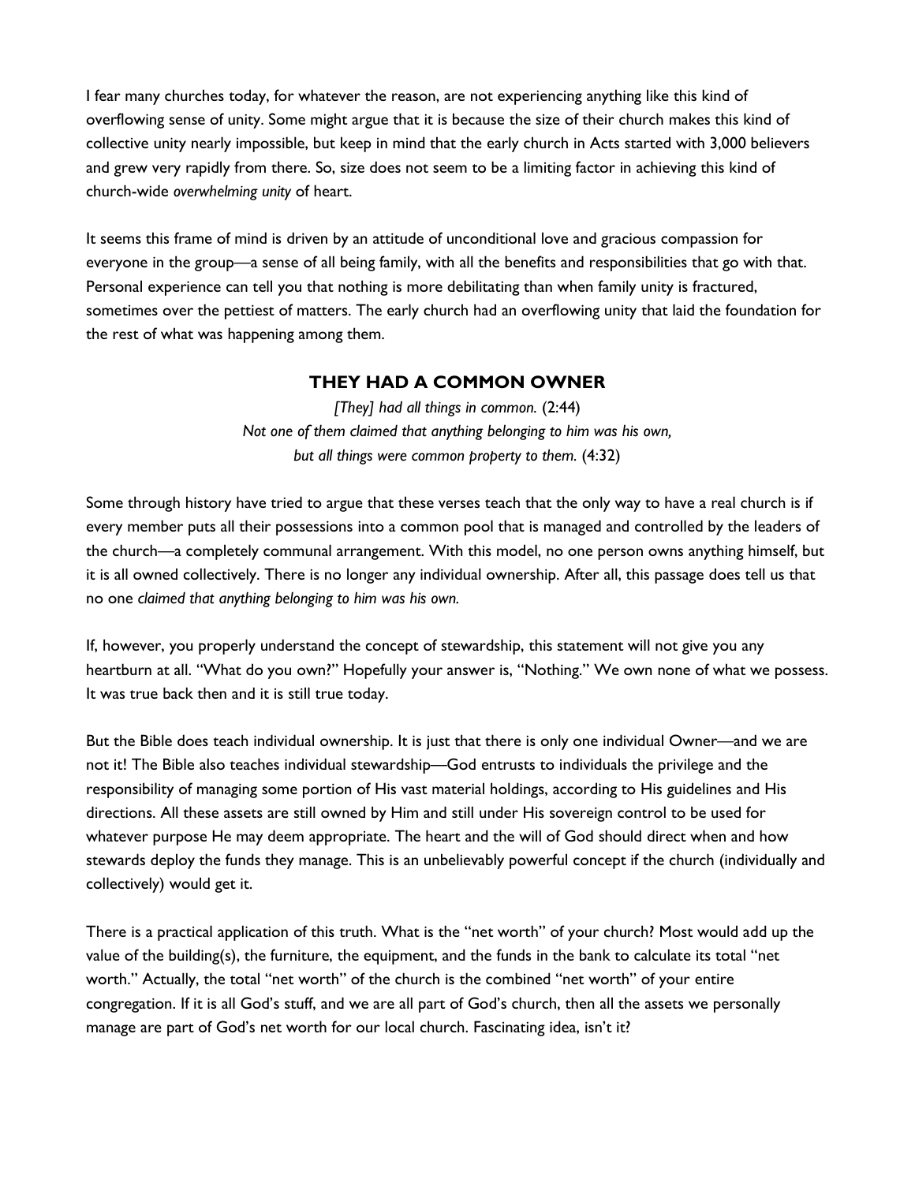I fear many churches today, for whatever the reason, are not experiencing anything like this kind of overflowing sense of unity. Some might argue that it is because the size of their church makes this kind of collective unity nearly impossible, but keep in mind that the early church in Acts started with 3,000 believers and grew very rapidly from there. So, size does not seem to be a limiting factor in achieving this kind of church-wide *overwhelming unity* of heart.

It seems this frame of mind is driven by an attitude of unconditional love and gracious compassion for everyone in the group—a sense of all being family, with all the benefits and responsibilities that go with that. Personal experience can tell you that nothing is more debilitating than when family unity is fractured, sometimes over the pettiest of matters. The early church had an overflowing unity that laid the foundation for the rest of what was happening among them.

## THEY HAD A COMMON OWNER

*[They] had all things in common.* (2:44)
*Not one of them claimed that anything belonging to him was his own,*
*but all things were common property to them.* (4:32)

Some through history have tried to argue that these verses teach that the only way to have a real church is if every member puts all their possessions into a common pool that is managed and controlled by the leaders of the church—a completely communal arrangement. With this model, no one person owns anything himself, but it is all owned collectively. There is no longer any individual ownership. After all, this passage does tell us that no one *claimed that anything belonging to him was his own.*

If, however, you properly understand the concept of stewardship, this statement will not give you any heartburn at all. "What do you own?" Hopefully your answer is, "Nothing." We own none of what we possess. It was true back then and it is still true today.

But the Bible does teach individual ownership. It is just that there is only one individual Owner—and we are not it! The Bible also teaches individual stewardship—God entrusts to individuals the privilege and the responsibility of managing some portion of His vast material holdings, according to His guidelines and His directions. All these assets are still owned by Him and still under His sovereign control to be used for whatever purpose He may deem appropriate. The heart and the will of God should direct when and how stewards deploy the funds they manage. This is an unbelievably powerful concept if the church (individually and collectively) would get it.

There is a practical application of this truth. What is the "net worth" of your church? Most would add up the value of the building(s), the furniture, the equipment, and the funds in the bank to calculate its total "net worth." Actually, the total "net worth" of the church is the combined "net worth" of your entire congregation. If it is all God's stuff, and we are all part of God's church, then all the assets we personally manage are part of God's net worth for our local church. Fascinating idea, isn't it?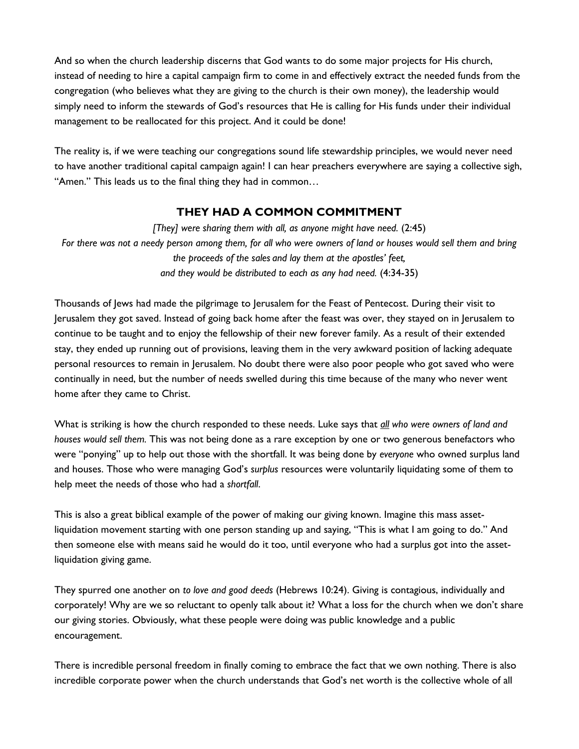And so when the church leadership discerns that God wants to do some major projects for His church, instead of needing to hire a capital campaign firm to come in and effectively extract the needed funds from the congregation (who believes what they are giving to the church is their own money), the leadership would simply need to inform the stewards of God's resources that He is calling for His funds under their individual management to be reallocated for this project. And it could be done!

The reality is, if we were teaching our congregations sound life stewardship principles, we would never need to have another traditional capital campaign again! I can hear preachers everywhere are saying a collective sigh, "Amen." This leads us to the final thing they had in common…

## THEY HAD A COMMON COMMITMENT

*[They] were sharing them with all, as anyone might have need.* (2:45)
*For there was not a needy person among them, for all who were owners of land or houses would sell them and bring the proceeds of the sales and lay them at the apostles' feet, and they would be distributed to each as any had need.* (4:34-35)

Thousands of Jews had made the pilgrimage to Jerusalem for the Feast of Pentecost. During their visit to Jerusalem they got saved. Instead of going back home after the feast was over, they stayed on in Jerusalem to continue to be taught and to enjoy the fellowship of their new forever family. As a result of their extended stay, they ended up running out of provisions, leaving them in the very awkward position of lacking adequate personal resources to remain in Jerusalem. No doubt there were also poor people who got saved who were continually in need, but the number of needs swelled during this time because of the many who never went home after they came to Christ.

What is striking is how the church responded to these needs. Luke says that *all who were owners of land and houses would sell them.* This was not being done as a rare exception by one or two generous benefactors who were "ponying" up to help out those with the shortfall. It was being done by *everyone* who owned surplus land and houses. Those who were managing God's *surplus* resources were voluntarily liquidating some of them to help meet the needs of those who had a *shortfall*.

This is also a great biblical example of the power of making our giving known. Imagine this mass asset-liquidation movement starting with one person standing up and saying, "This is what I am going to do." And then someone else with means said he would do it too, until everyone who had a surplus got into the asset-liquidation giving game.

They spurred one another on *to love and good deeds* (Hebrews 10:24). Giving is contagious, individually and corporately! Why are we so reluctant to openly talk about it? What a loss for the church when we don't share our giving stories. Obviously, what these people were doing was public knowledge and a public encouragement.

There is incredible personal freedom in finally coming to embrace the fact that we own nothing. There is also incredible corporate power when the church understands that God's net worth is the collective whole of all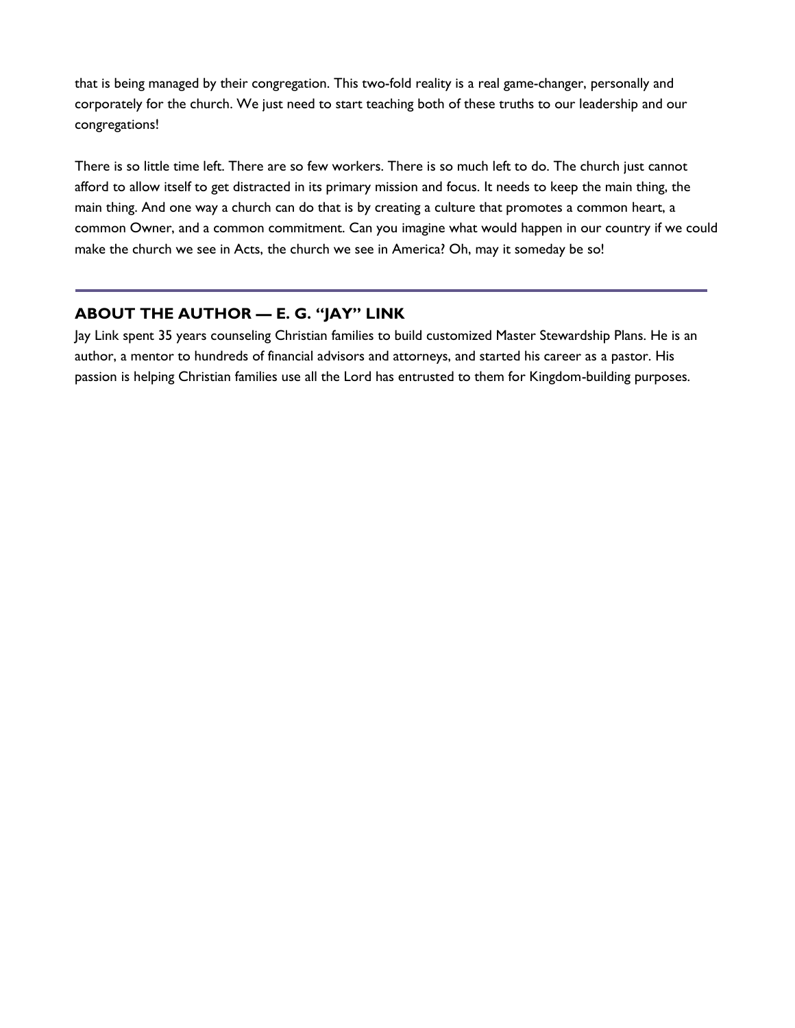that is being managed by their congregation. This two-fold reality is a real game-changer, personally and corporately for the church. We just need to start teaching both of these truths to our leadership and our congregations!

There is so little time left. There are so few workers. There is so much left to do. The church just cannot afford to allow itself to get distracted in its primary mission and focus. It needs to keep the main thing, the main thing. And one way a church can do that is by creating a culture that promotes a common heart, a common Owner, and a common commitment. Can you imagine what would happen in our country if we could make the church we see in Acts, the church we see in America? Oh, may it someday be so!

---

## ABOUT THE AUTHOR — E. G. "JAY" LINK

Jay Link spent 35 years counseling Christian families to build customized Master Stewardship Plans. He is an author, a mentor to hundreds of financial advisors and attorneys, and started his career as a pastor. His passion is helping Christian families use all the Lord has entrusted to them for Kingdom-building purposes.